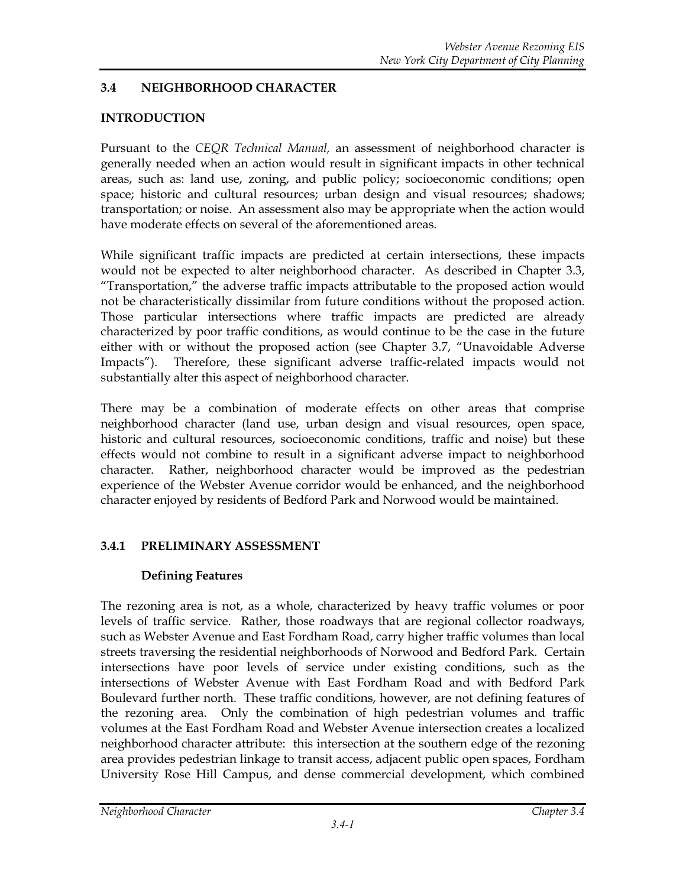## 3.4 NEIGHBORHOOD CHARACTER

### INTRODUCTION

Pursuant to the *CEQR Technical Manual,* an assessment of neighborhood character is generally needed when an action would result in significant impacts in other technical areas, such as: land use, zoning, and public policy; socioeconomic conditions; open space; historic and cultural resources; urban design and visual resources; shadows; transportation; or noise. An assessment also may be appropriate when the action would have moderate effects on several of the aforementioned areas.

While significant traffic impacts are predicted at certain intersections, these impacts would not be expected to alter neighborhood character. As described in Chapter 3.3, "Transportation," the adverse traffic impacts attributable to the proposed action would not be characteristically dissimilar from future conditions without the proposed action. Those particular intersections where traffic impacts are predicted are already characterized by poor traffic conditions, as would continue to be the case in the future either with or without the proposed action (see Chapter 3.7, "Unavoidable Adverse Impacts"). Therefore, these significant adverse traffic-related impacts would not substantially alter this aspect of neighborhood character.

There may be a combination of moderate effects on other areas that comprise neighborhood character (land use, urban design and visual resources, open space, historic and cultural resources, socioeconomic conditions, traffic and noise) but these effects would not combine to result in a significant adverse impact to neighborhood character. Rather, neighborhood character would be improved as the pedestrian experience of the Webster Avenue corridor would be enhanced, and the neighborhood character enjoyed by residents of Bedford Park and Norwood would be maintained.

### 3.4.1 PRELIMINARY ASSESSMENT

#### Defining Features

The rezoning area is not, as a whole, characterized by heavy traffic volumes or poor levels of traffic service. Rather, those roadways that are regional collector roadways, such as Webster Avenue and East Fordham Road, carry higher traffic volumes than local streets traversing the residential neighborhoods of Norwood and Bedford Park. Certain intersections have poor levels of service under existing conditions, such as the intersections of Webster Avenue with East Fordham Road and with Bedford Park Boulevard further north. These traffic conditions, however, are not defining features of the rezoning area. Only the combination of high pedestrian volumes and traffic volumes at the East Fordham Road and Webster Avenue intersection creates a localized neighborhood character attribute: this intersection at the southern edge of the rezoning area provides pedestrian linkage to transit access, adjacent public open spaces, Fordham University Rose Hill Campus, and dense commercial development, which combined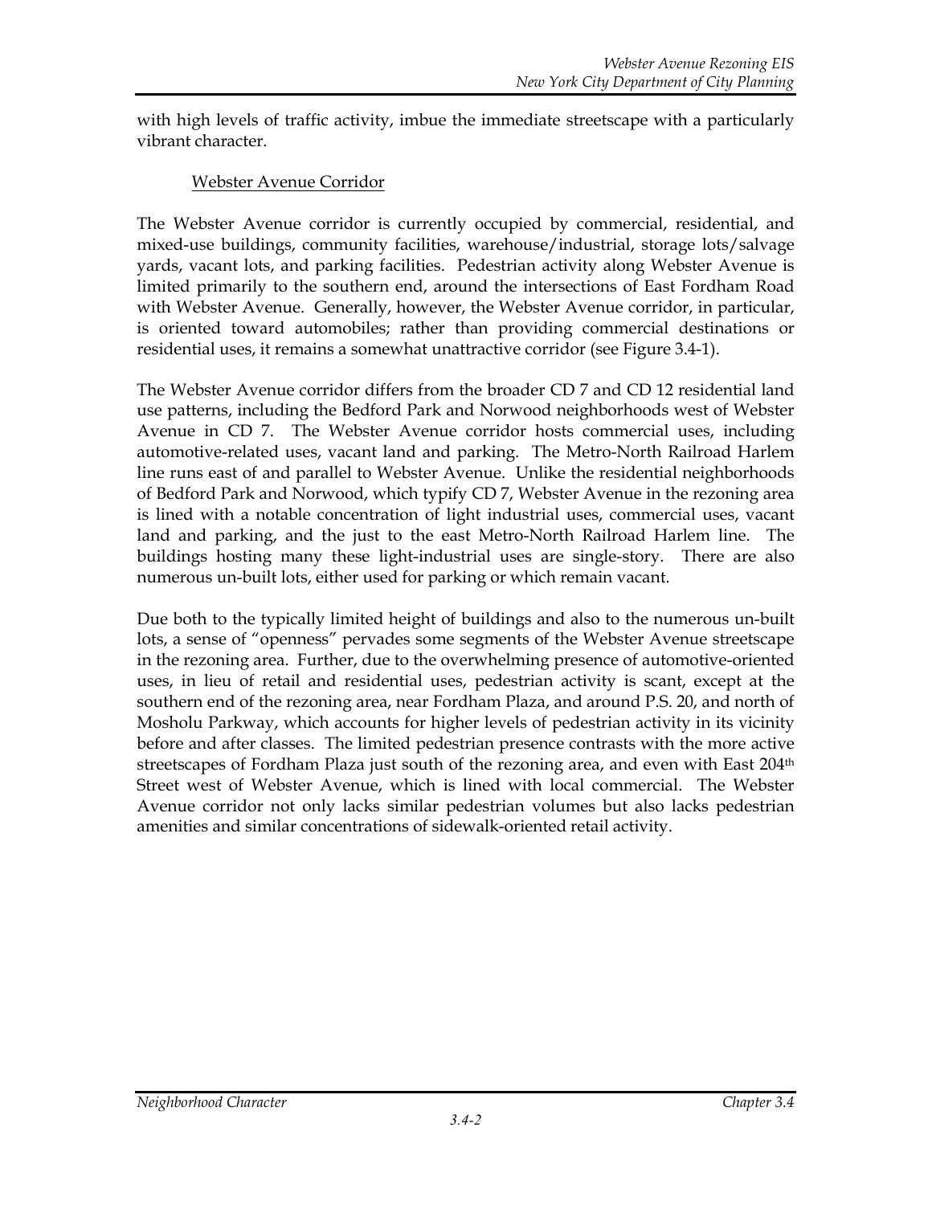with high levels of traffic activity, imbue the immediate streetscape with a particularly vibrant character.

### Webster Avenue Corridor

The Webster Avenue corridor is currently occupied by commercial, residential, and mixed-use buildings, community facilities, warehouse/industrial, storage lots/salvage yards, vacant lots, and parking facilities. Pedestrian activity along Webster Avenue is limited primarily to the southern end, around the intersections of East Fordham Road with Webster Avenue. Generally, however, the Webster Avenue corridor, in particular, is oriented toward automobiles; rather than providing commercial destinations or residential uses, it remains a somewhat unattractive corridor (see Figure 3.4-1).

The Webster Avenue corridor differs from the broader CD 7 and CD 12 residential land use patterns, including the Bedford Park and Norwood neighborhoods west of Webster Avenue in CD 7. The Webster Avenue corridor hosts commercial uses, including automotive-related uses, vacant land and parking. The Metro-North Railroad Harlem line runs east of and parallel to Webster Avenue. Unlike the residential neighborhoods of Bedford Park and Norwood, which typify CD 7, Webster Avenue in the rezoning area is lined with a notable concentration of light industrial uses, commercial uses, vacant land and parking, and the just to the east Metro-North Railroad Harlem line. The buildings hosting many these light-industrial uses are single-story. There are also numerous un-built lots, either used for parking or which remain vacant.

Due both to the typically limited height of buildings and also to the numerous un-built lots, a sense of "openness" pervades some segments of the Webster Avenue streetscape in the rezoning area. Further, due to the overwhelming presence of automotive-oriented uses, in lieu of retail and residential uses, pedestrian activity is scant, except at the southern end of the rezoning area, near Fordham Plaza, and around P.S. 20, and north of Mosholu Parkway, which accounts for higher levels of pedestrian activity in its vicinity before and after classes. The limited pedestrian presence contrasts with the more active streetscapes of Fordham Plaza just south of the rezoning area, and even with East 204th Street west of Webster Avenue, which is lined with local commercial. The Webster Avenue corridor not only lacks similar pedestrian volumes but also lacks pedestrian amenities and similar concentrations of sidewalk-oriented retail activity.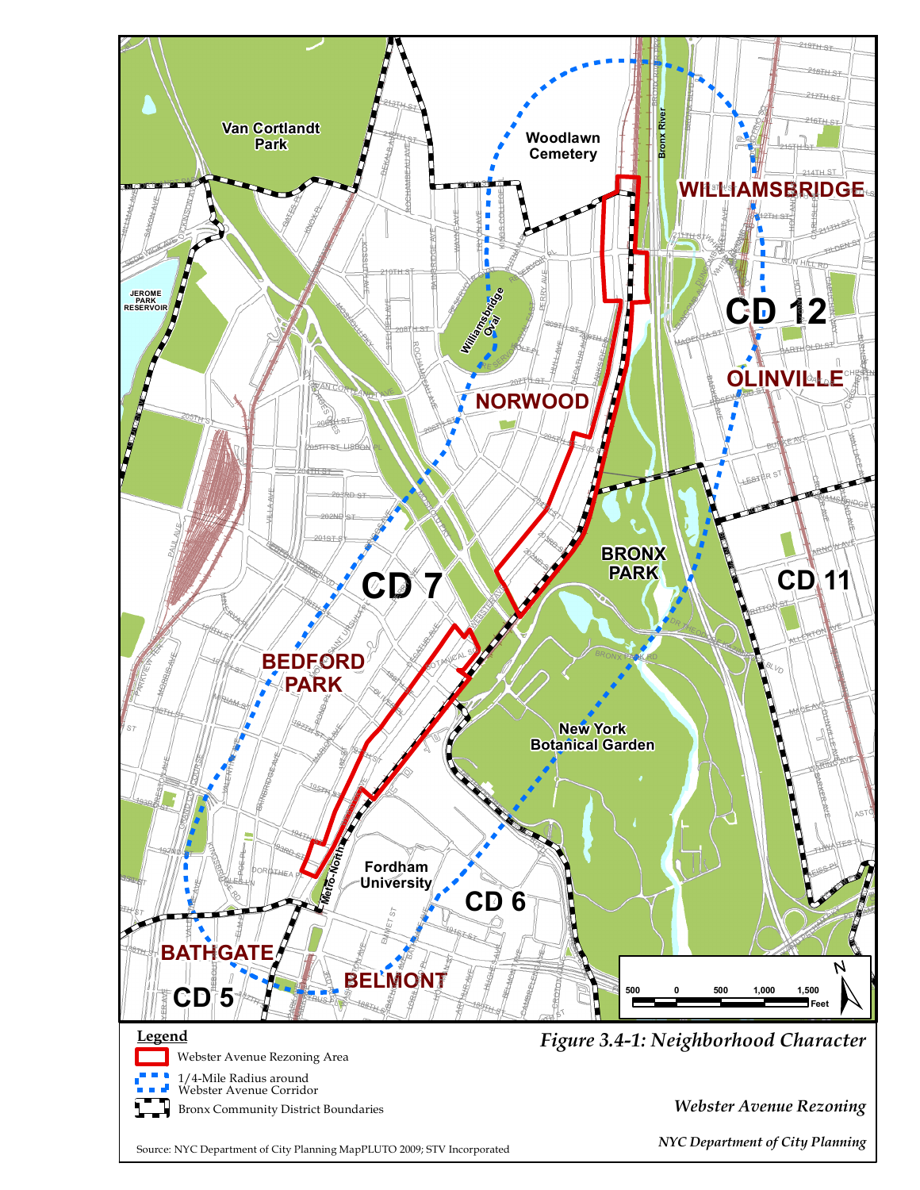**Legend**

- Webster Avenue Rezoning Area
- 1/4-Mile Radius around Webster Avenue Corridor
- Bronx Community District Boundaries

Source: NYC Department of City Planning MapPLUTO 2009; STV Incorporated

*Figure 3.4-1: Neighborhood Character*

*Webster Avenue Rezoning*

*NYC Department of City Planning*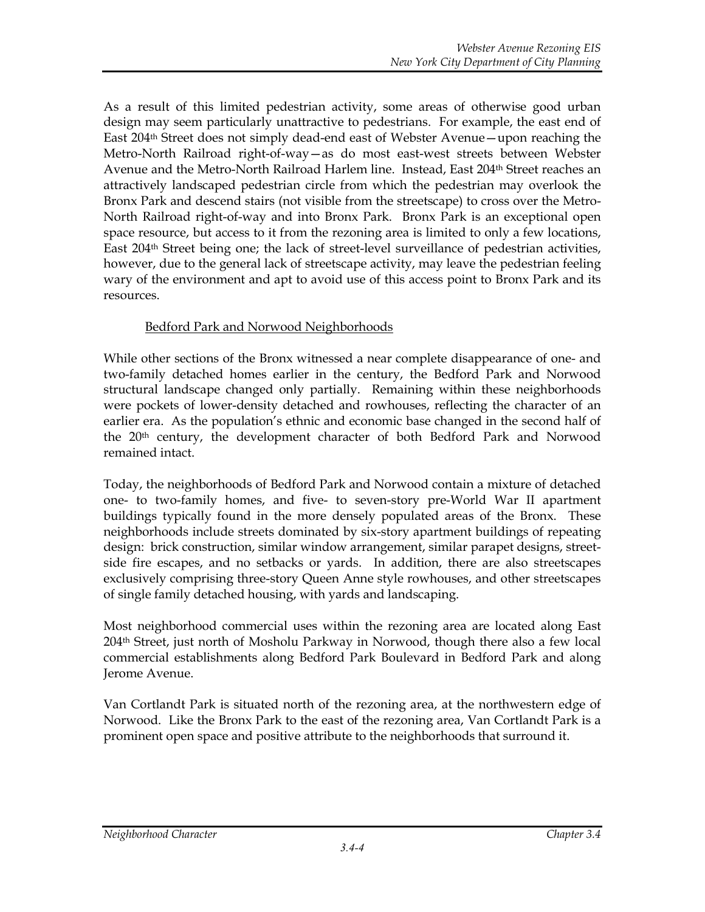As a result of this limited pedestrian activity, some areas of otherwise good urban design may seem particularly unattractive to pedestrians. For example, the east end of East 204th Street does not simply dead-end east of Webster Avenue—upon reaching the Metro-North Railroad right-of-way—as do most east-west streets between Webster Avenue and the Metro-North Railroad Harlem line. Instead, East 204th Street reaches an attractively landscaped pedestrian circle from which the pedestrian may overlook the Bronx Park and descend stairs (not visible from the streetscape) to cross over the Metro-North Railroad right-of-way and into Bronx Park. Bronx Park is an exceptional open space resource, but access to it from the rezoning area is limited to only a few locations, East 204th Street being one; the lack of street-level surveillance of pedestrian activities, however, due to the general lack of streetscape activity, may leave the pedestrian feeling wary of the environment and apt to avoid use of this access point to Bronx Park and its resources.

### Bedford Park and Norwood Neighborhoods

While other sections of the Bronx witnessed a near complete disappearance of one- and two-family detached homes earlier in the century, the Bedford Park and Norwood structural landscape changed only partially. Remaining within these neighborhoods were pockets of lower-density detached and rowhouses, reflecting the character of an earlier era. As the population's ethnic and economic base changed in the second half of the 20th century, the development character of both Bedford Park and Norwood remained intact.

Today, the neighborhoods of Bedford Park and Norwood contain a mixture of detached one- to two-family homes, and five- to seven-story pre-World War II apartment buildings typically found in the more densely populated areas of the Bronx. These neighborhoods include streets dominated by six-story apartment buildings of repeating design: brick construction, similar window arrangement, similar parapet designs, street-side fire escapes, and no setbacks or yards. In addition, there are also streetscapes exclusively comprising three-story Queen Anne style rowhouses, and other streetscapes of single family detached housing, with yards and landscaping.

Most neighborhood commercial uses within the rezoning area are located along East 204th Street, just north of Mosholu Parkway in Norwood, though there also a few local commercial establishments along Bedford Park Boulevard in Bedford Park and along Jerome Avenue.

Van Cortlandt Park is situated north of the rezoning area, at the northwestern edge of Norwood. Like the Bronx Park to the east of the rezoning area, Van Cortlandt Park is a prominent open space and positive attribute to the neighborhoods that surround it.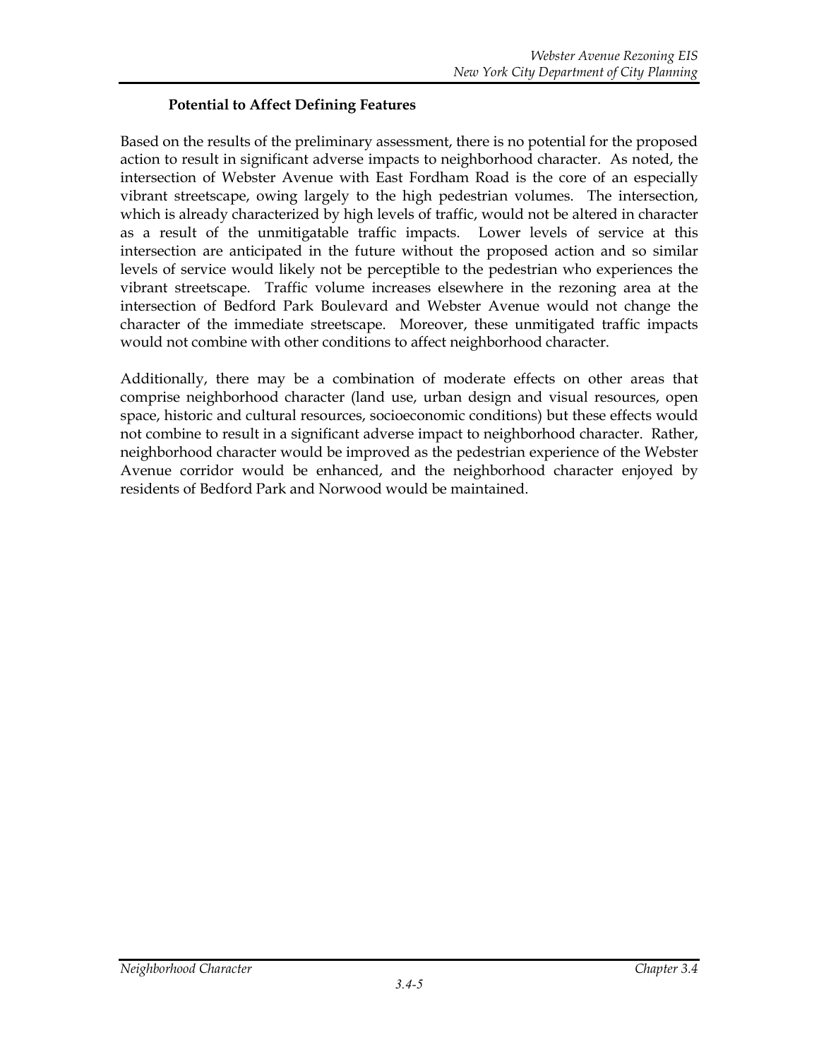### Potential to Affect Defining Features

Based on the results of the preliminary assessment, there is no potential for the proposed action to result in significant adverse impacts to neighborhood character. As noted, the intersection of Webster Avenue with East Fordham Road is the core of an especially vibrant streetscape, owing largely to the high pedestrian volumes. The intersection, which is already characterized by high levels of traffic, would not be altered in character as a result of the unmitigatable traffic impacts. Lower levels of service at this intersection are anticipated in the future without the proposed action and so similar levels of service would likely not be perceptible to the pedestrian who experiences the vibrant streetscape. Traffic volume increases elsewhere in the rezoning area at the intersection of Bedford Park Boulevard and Webster Avenue would not change the character of the immediate streetscape. Moreover, these unmitigated traffic impacts would not combine with other conditions to affect neighborhood character.

Additionally, there may be a combination of moderate effects on other areas that comprise neighborhood character (land use, urban design and visual resources, open space, historic and cultural resources, socioeconomic conditions) but these effects would not combine to result in a significant adverse impact to neighborhood character. Rather, neighborhood character would be improved as the pedestrian experience of the Webster Avenue corridor would be enhanced, and the neighborhood character enjoyed by residents of Bedford Park and Norwood would be maintained.